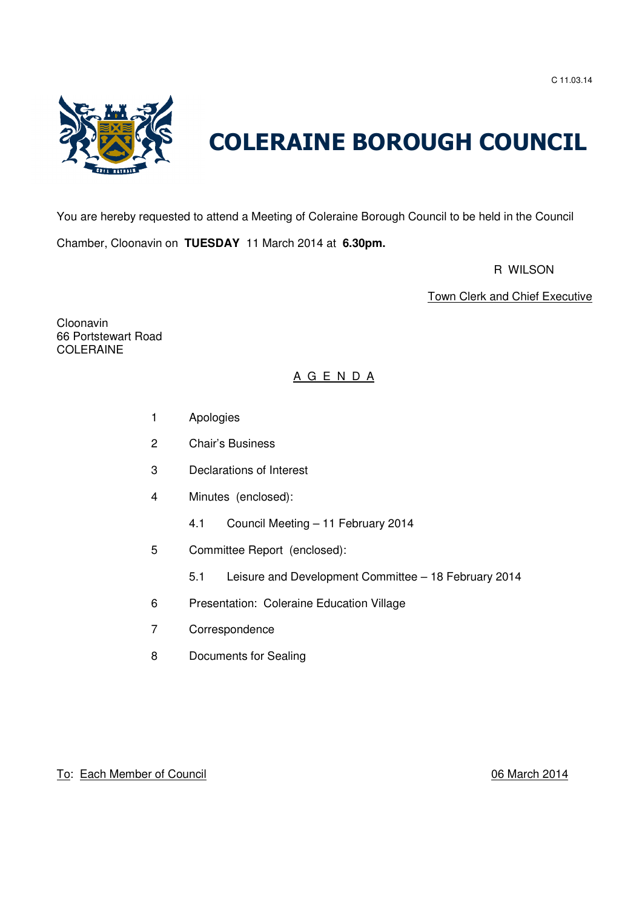C 11.03.14

# COLERAINE BOROUGH COUNCIL

You are hereby requested to attend a Meeting of Coleraine Borough Council to be held in the Council Chamber, Cloonavin on **TUESDAY** 11 March 2014 at **6.30pm.**

R WILSON

Town Clerk and Chief Executive

Cloonavin
66 Portstewart Road
COLERAINE

## A G E N D A

1. Apologies
2. Chair's Business
3. Declarations of Interest
4. Minutes (enclosed):
   - 4.1 Council Meeting – 11 February 2014
5. Committee Report (enclosed):
   - 5.1 Leisure and Development Committee – 18 February 2014
6. Presentation: Coleraine Education Village
7. Correspondence
8. Documents for Sealing

To: Each Member of Council

06 March 2014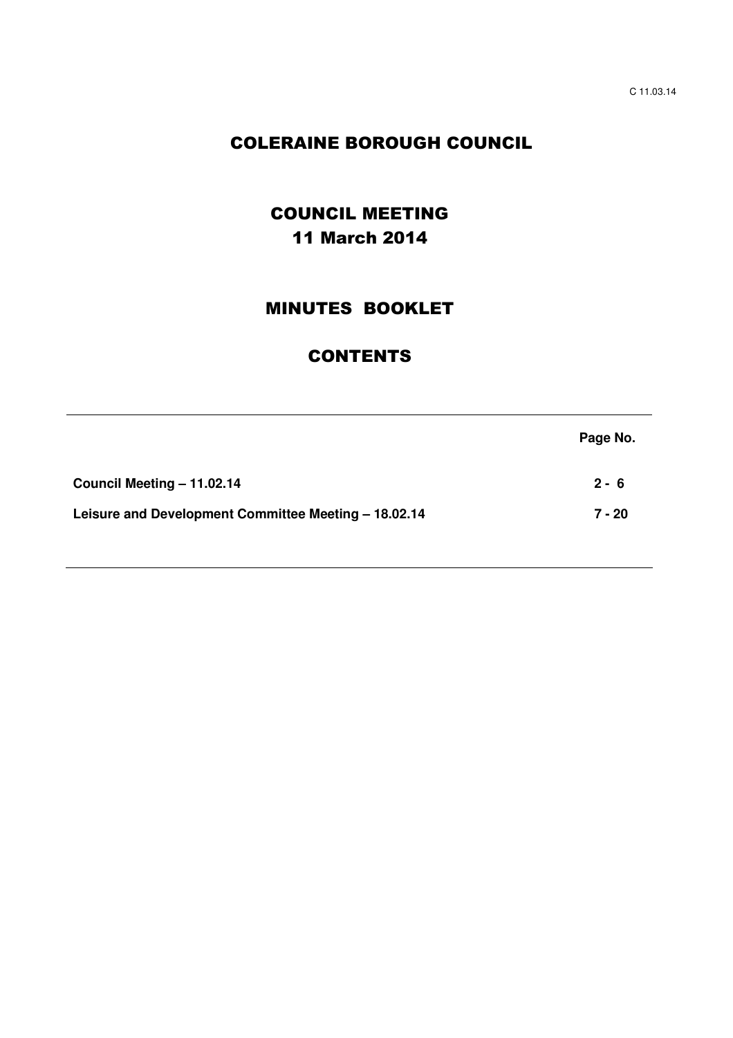C 11.03.14

# COLERAINE BOROUGH COUNCIL

## COUNCIL MEETING
## 11 March 2014

## MINUTES BOOKLET

## CONTENTS

| | Page No. |
|---|---|
| **Council Meeting – 11.02.14** | **2 - 6** |
| **Leisure and Development Committee Meeting – 18.02.14** | **7 - 20** |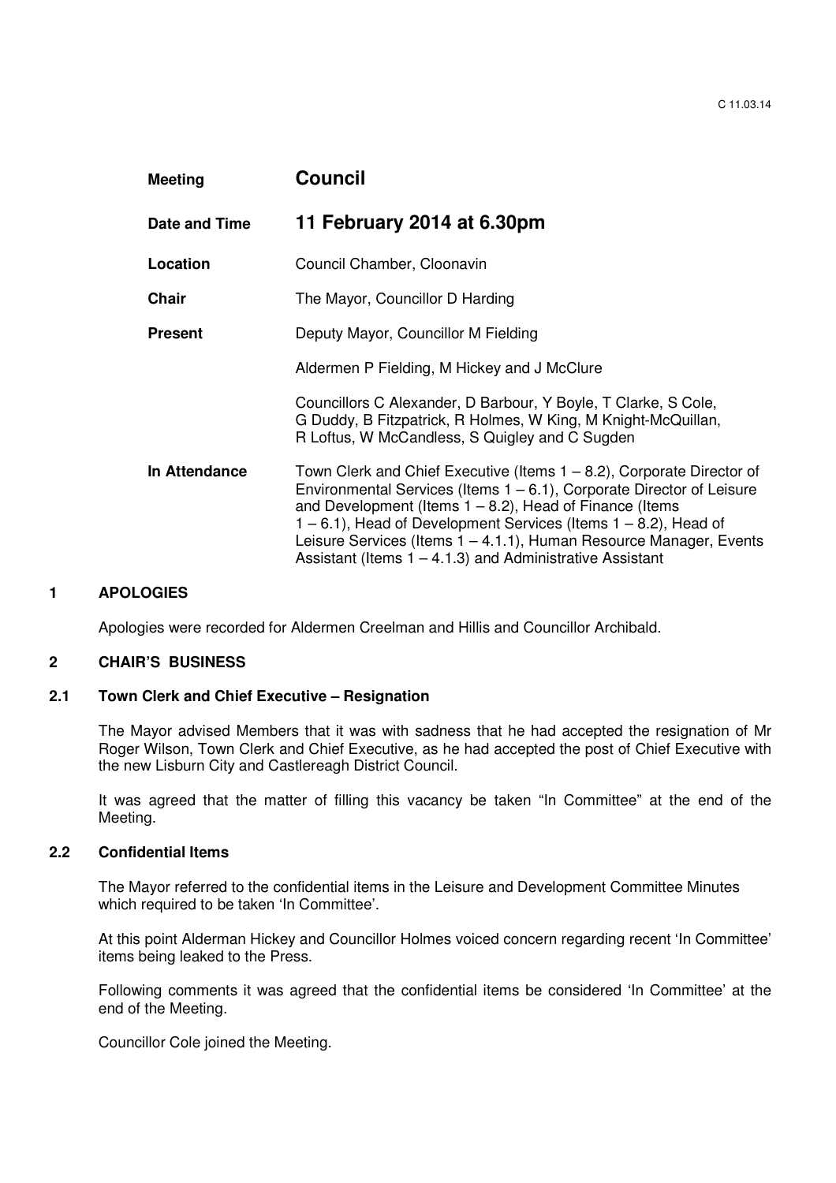| | |
|---|---|
| **Meeting** | **Council** |
| **Date and Time** | **11 February 2014 at 6.30pm** |
| **Location** | Council Chamber, Cloonavin |
| **Chair** | The Mayor, Councillor D Harding |
| **Present** | Deputy Mayor, Councillor M Fielding<br><br>Aldermen P Fielding, M Hickey and J McClure<br><br>Councillors C Alexander, D Barbour, Y Boyle, T Clarke, S Cole, G Duddy, B Fitzpatrick, R Holmes, W King, M Knight-McQuillan, R Loftus, W McCandless, S Quigley and C Sugden |
| **In Attendance** | Town Clerk and Chief Executive (Items 1 – 8.2), Corporate Director of Environmental Services (Items 1 – 6.1), Corporate Director of Leisure and Development (Items 1 – 8.2), Head of Finance (Items 1 – 6.1), Head of Development Services (Items 1 – 8.2), Head of Leisure Services (Items 1 – 4.1.1), Human Resource Manager, Events Assistant (Items 1 – 4.1.3) and Administrative Assistant |

## 1 APOLOGIES

Apologies were recorded for Aldermen Creelman and Hillis and Councillor Archibald.

## 2 CHAIR'S BUSINESS

### 2.1 Town Clerk and Chief Executive – Resignation

The Mayor advised Members that it was with sadness that he had accepted the resignation of Mr Roger Wilson, Town Clerk and Chief Executive, as he had accepted the post of Chief Executive with the new Lisburn City and Castlereagh District Council.

It was agreed that the matter of filling this vacancy be taken "In Committee" at the end of the Meeting.

### 2.2 Confidential Items

The Mayor referred to the confidential items in the Leisure and Development Committee Minutes which required to be taken 'In Committee'.

At this point Alderman Hickey and Councillor Holmes voiced concern regarding recent 'In Committee' items being leaked to the Press.

Following comments it was agreed that the confidential items be considered 'In Committee' at the end of the Meeting.

Councillor Cole joined the Meeting.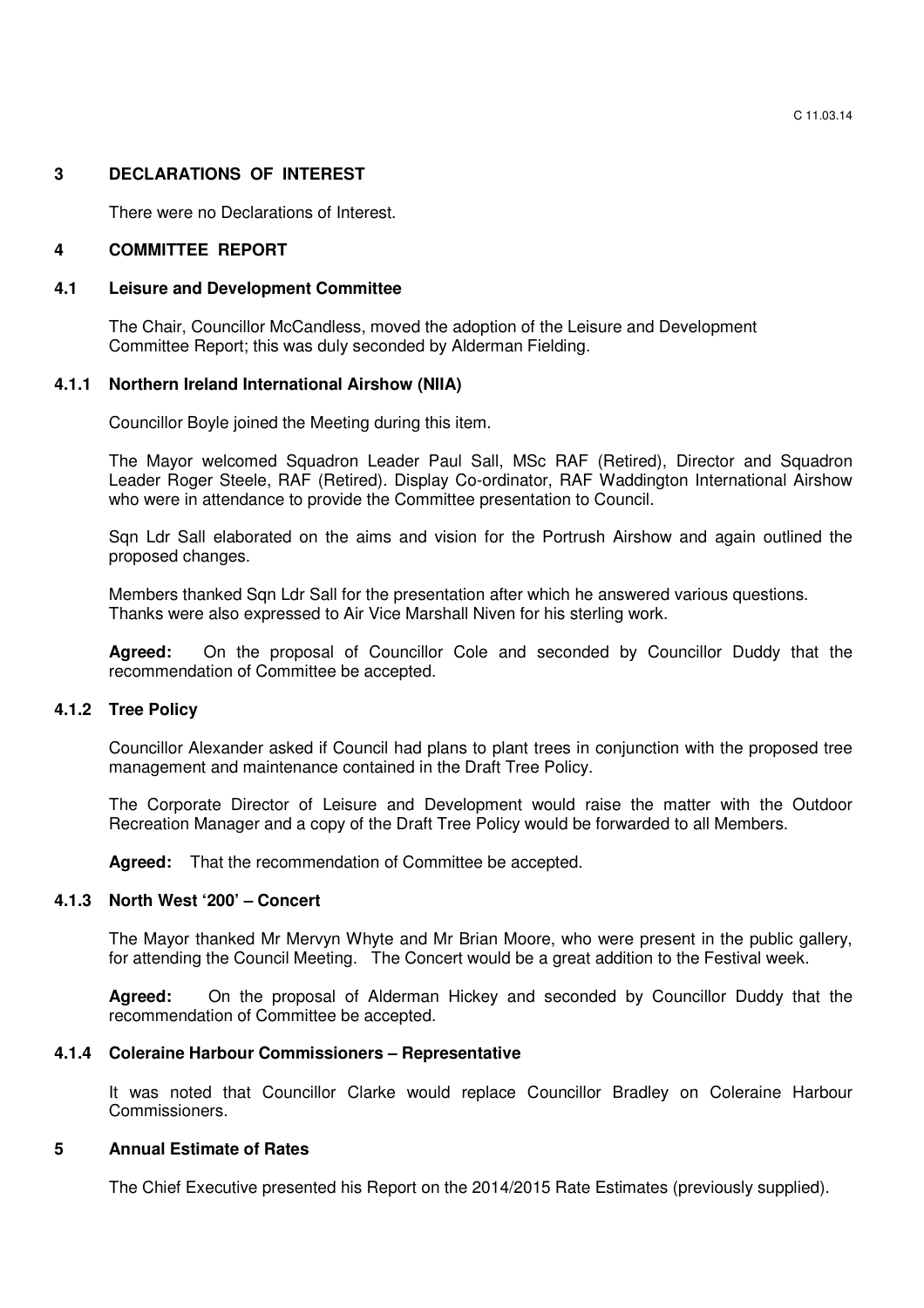## 3 DECLARATIONS OF INTEREST

There were no Declarations of Interest.

## 4 COMMITTEE REPORT

### 4.1 Leisure and Development Committee

The Chair, Councillor McCandless, moved the adoption of the Leisure and Development Committee Report; this was duly seconded by Alderman Fielding.

#### 4.1.1 Northern Ireland International Airshow (NIIA)

Councillor Boyle joined the Meeting during this item.

The Mayor welcomed Squadron Leader Paul Sall, MSc RAF (Retired), Director and Squadron Leader Roger Steele, RAF (Retired). Display Co-ordinator, RAF Waddington International Airshow who were in attendance to provide the Committee presentation to Council.

Sqn Ldr Sall elaborated on the aims and vision for the Portrush Airshow and again outlined the proposed changes.

Members thanked Sqn Ldr Sall for the presentation after which he answered various questions. Thanks were also expressed to Air Vice Marshall Niven for his sterling work.

**Agreed:** On the proposal of Councillor Cole and seconded by Councillor Duddy that the recommendation of Committee be accepted.

#### 4.1.2 Tree Policy

Councillor Alexander asked if Council had plans to plant trees in conjunction with the proposed tree management and maintenance contained in the Draft Tree Policy.

The Corporate Director of Leisure and Development would raise the matter with the Outdoor Recreation Manager and a copy of the Draft Tree Policy would be forwarded to all Members.

**Agreed:** That the recommendation of Committee be accepted.

#### 4.1.3 North West '200' – Concert

The Mayor thanked Mr Mervyn Whyte and Mr Brian Moore, who were present in the public gallery, for attending the Council Meeting. The Concert would be a great addition to the Festival week.

**Agreed:** On the proposal of Alderman Hickey and seconded by Councillor Duddy that the recommendation of Committee be accepted.

#### 4.1.4 Coleraine Harbour Commissioners – Representative

It was noted that Councillor Clarke would replace Councillor Bradley on Coleraine Harbour Commissioners.

## 5 Annual Estimate of Rates

The Chief Executive presented his Report on the 2014/2015 Rate Estimates (previously supplied).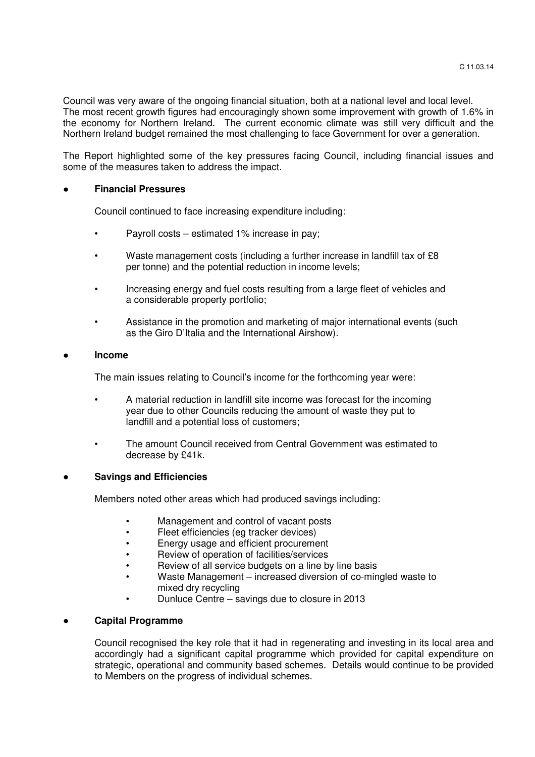Council was very aware of the ongoing financial situation, both at a national level and local level. The most recent growth figures had encouragingly shown some improvement with growth of 1.6% in the economy for Northern Ireland. The current economic climate was still very difficult and the Northern Ireland budget remained the most challenging to face Government for over a generation.

The Report highlighted some of the key pressures facing Council, including financial issues and some of the measures taken to address the impact.

- **Financial Pressures**

  Council continued to face increasing expenditure including:

  - Payroll costs – estimated 1% increase in pay;
  - Waste management costs (including a further increase in landfill tax of £8 per tonne) and the potential reduction in income levels;
  - Increasing energy and fuel costs resulting from a large fleet of vehicles and a considerable property portfolio;
  - Assistance in the promotion and marketing of major international events (such as the Giro D'Italia and the International Airshow).

- **Income**

  The main issues relating to Council's income for the forthcoming year were:

  - A material reduction in landfill site income was forecast for the incoming year due to other Councils reducing the amount of waste they put to landfill and a potential loss of customers;
  - The amount Council received from Central Government was estimated to decrease by £41k.

- **Savings and Efficiencies**

  Members noted other areas which had produced savings including:

  - Management and control of vacant posts
  - Fleet efficiencies (eg tracker devices)
  - Energy usage and efficient procurement
  - Review of operation of facilities/services
  - Review of all service budgets on a line by line basis
  - Waste Management – increased diversion of co-mingled waste to mixed dry recycling
  - Dunluce Centre – savings due to closure in 2013

- **Capital Programme**

  Council recognised the key role that it had in regenerating and investing in its local area and accordingly had a significant capital programme which provided for capital expenditure on strategic, operational and community based schemes. Details would continue to be provided to Members on the progress of individual schemes.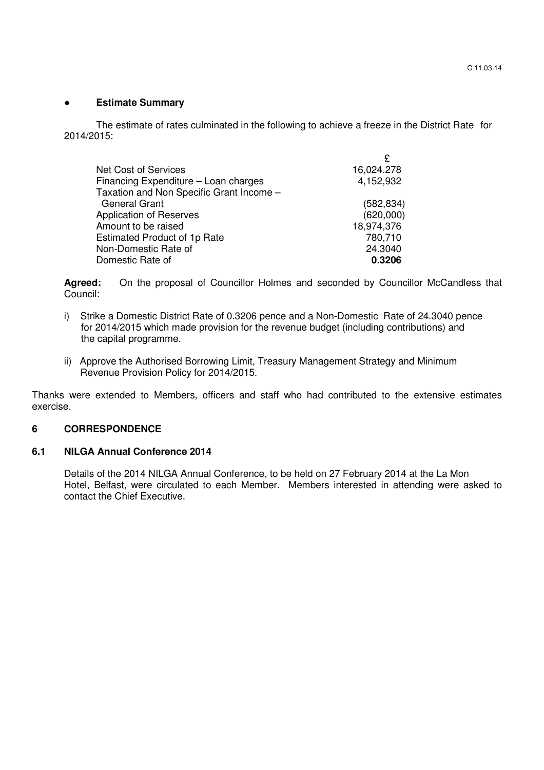- **Estimate Summary**

The estimate of rates culminated in the following to achieve a freeze in the District Rate for 2014/2015:

| | £ |
|---|---|
| Net Cost of Services | 16,024.278 |
| Financing Expenditure – Loan charges | 4,152,932 |
| Taxation and Non Specific Grant Income – General Grant | (582,834) |
| Application of Reserves | (620,000) |
| Amount to be raised | 18,974,376 |
| Estimated Product of 1p Rate | 780,710 |
| Non-Domestic Rate of | 24.3040 |
| Domestic Rate of | **0.3206** |

**Agreed:** On the proposal of Councillor Holmes and seconded by Councillor McCandless that Council:

i) Strike a Domestic District Rate of 0.3206 pence and a Non-Domestic Rate of 24.3040 pence for 2014/2015 which made provision for the revenue budget (including contributions) and the capital programme.

ii) Approve the Authorised Borrowing Limit, Treasury Management Strategy and Minimum Revenue Provision Policy for 2014/2015.

Thanks were extended to Members, officers and staff who had contributed to the extensive estimates exercise.

## 6 CORRESPONDENCE

### 6.1 NILGA Annual Conference 2014

Details of the 2014 NILGA Annual Conference, to be held on 27 February 2014 at the La Mon Hotel, Belfast, were circulated to each Member. Members interested in attending were asked to contact the Chief Executive.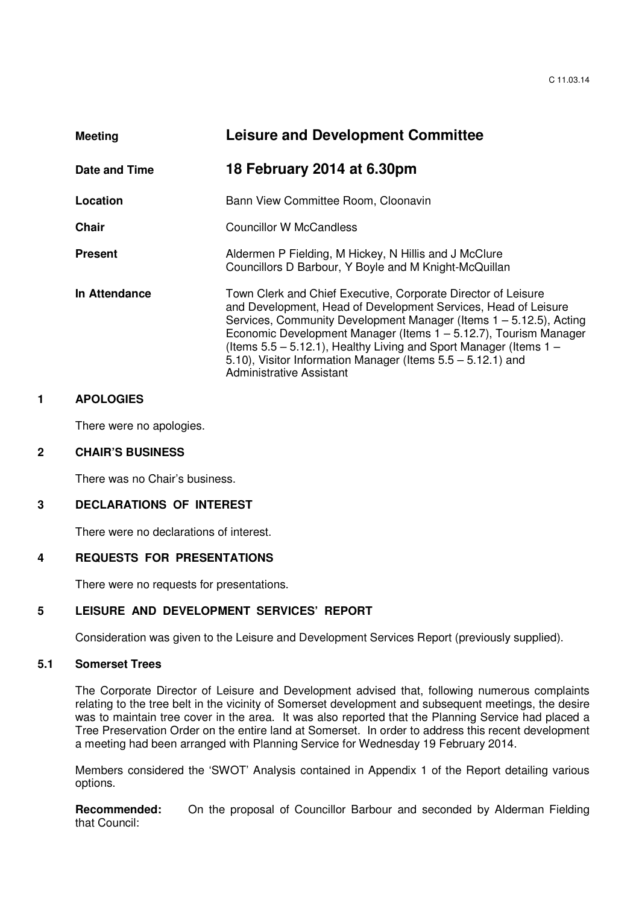C 11.03.14

| | |
|---|---|
| **Meeting** | **Leisure and Development Committee** |
| **Date and Time** | **18 February 2014 at 6.30pm** |
| **Location** | Bann View Committee Room, Cloonavin |
| **Chair** | Councillor W McCandless |
| **Present** | Aldermen P Fielding, M Hickey, N Hillis and J McClure<br>Councillors D Barbour, Y Boyle and M Knight-McQuillan |
| **In Attendance** | Town Clerk and Chief Executive, Corporate Director of Leisure and Development, Head of Development Services, Head of Leisure Services, Community Development Manager (Items 1 – 5.12.5), Acting Economic Development Manager (Items 1 – 5.12.7), Tourism Manager (Items 5.5 – 5.12.1), Healthy Living and Sport Manager (Items 1 – 5.10), Visitor Information Manager (Items 5.5 – 5.12.1) and Administrative Assistant |

## 1 APOLOGIES

There were no apologies.

## 2 CHAIR'S BUSINESS

There was no Chair's business.

## 3 DECLARATIONS OF INTEREST

There were no declarations of interest.

## 4 REQUESTS FOR PRESENTATIONS

There were no requests for presentations.

## 5 LEISURE AND DEVELOPMENT SERVICES' REPORT

Consideration was given to the Leisure and Development Services Report (previously supplied).

### 5.1 Somerset Trees

The Corporate Director of Leisure and Development advised that, following numerous complaints relating to the tree belt in the vicinity of Somerset development and subsequent meetings, the desire was to maintain tree cover in the area. It was also reported that the Planning Service had placed a Tree Preservation Order on the entire land at Somerset. In order to address this recent development a meeting had been arranged with Planning Service for Wednesday 19 February 2014.

Members considered the 'SWOT' Analysis contained in Appendix 1 of the Report detailing various options.

**Recommended:** On the proposal of Councillor Barbour and seconded by Alderman Fielding that Council: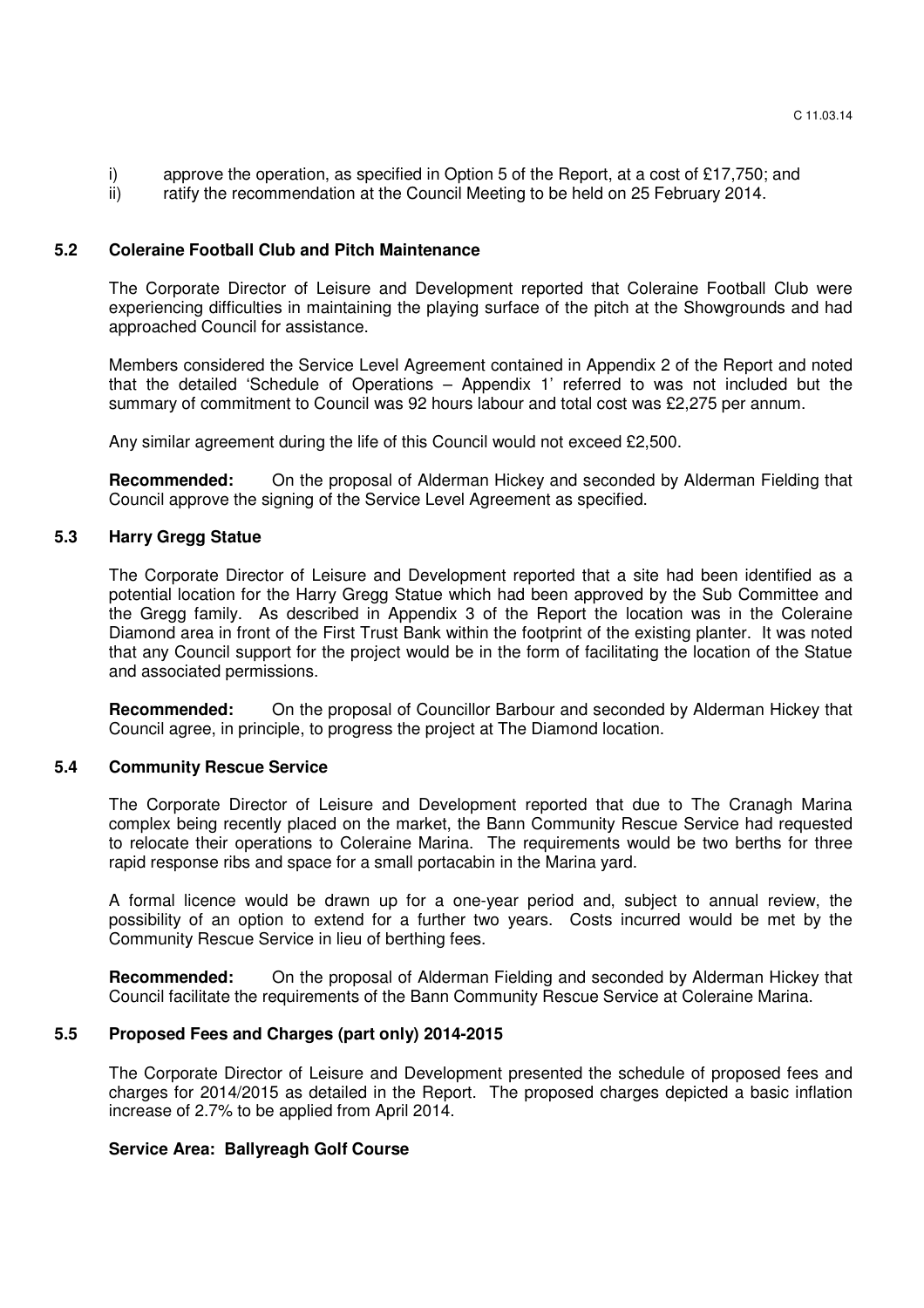i) approve the operation, as specified in Option 5 of the Report, at a cost of £17,750; and
ii) ratify the recommendation at the Council Meeting to be held on 25 February 2014.

### 5.2 Coleraine Football Club and Pitch Maintenance

The Corporate Director of Leisure and Development reported that Coleraine Football Club were experiencing difficulties in maintaining the playing surface of the pitch at the Showgrounds and had approached Council for assistance.

Members considered the Service Level Agreement contained in Appendix 2 of the Report and noted that the detailed 'Schedule of Operations – Appendix 1' referred to was not included but the summary of commitment to Council was 92 hours labour and total cost was £2,275 per annum.

Any similar agreement during the life of this Council would not exceed £2,500.

**Recommended:** On the proposal of Alderman Hickey and seconded by Alderman Fielding that Council approve the signing of the Service Level Agreement as specified.

### 5.3 Harry Gregg Statue

The Corporate Director of Leisure and Development reported that a site had been identified as a potential location for the Harry Gregg Statue which had been approved by the Sub Committee and the Gregg family. As described in Appendix 3 of the Report the location was in the Coleraine Diamond area in front of the First Trust Bank within the footprint of the existing planter. It was noted that any Council support for the project would be in the form of facilitating the location of the Statue and associated permissions.

**Recommended:** On the proposal of Councillor Barbour and seconded by Alderman Hickey that Council agree, in principle, to progress the project at The Diamond location.

### 5.4 Community Rescue Service

The Corporate Director of Leisure and Development reported that due to The Cranagh Marina complex being recently placed on the market, the Bann Community Rescue Service had requested to relocate their operations to Coleraine Marina. The requirements would be two berths for three rapid response ribs and space for a small portacabin in the Marina yard.

A formal licence would be drawn up for a one-year period and, subject to annual review, the possibility of an option to extend for a further two years. Costs incurred would be met by the Community Rescue Service in lieu of berthing fees.

**Recommended:** On the proposal of Alderman Fielding and seconded by Alderman Hickey that Council facilitate the requirements of the Bann Community Rescue Service at Coleraine Marina.

### 5.5 Proposed Fees and Charges (part only) 2014-2015

The Corporate Director of Leisure and Development presented the schedule of proposed fees and charges for 2014/2015 as detailed in the Report. The proposed charges depicted a basic inflation increase of 2.7% to be applied from April 2014.

**Service Area: Ballyreagh Golf Course**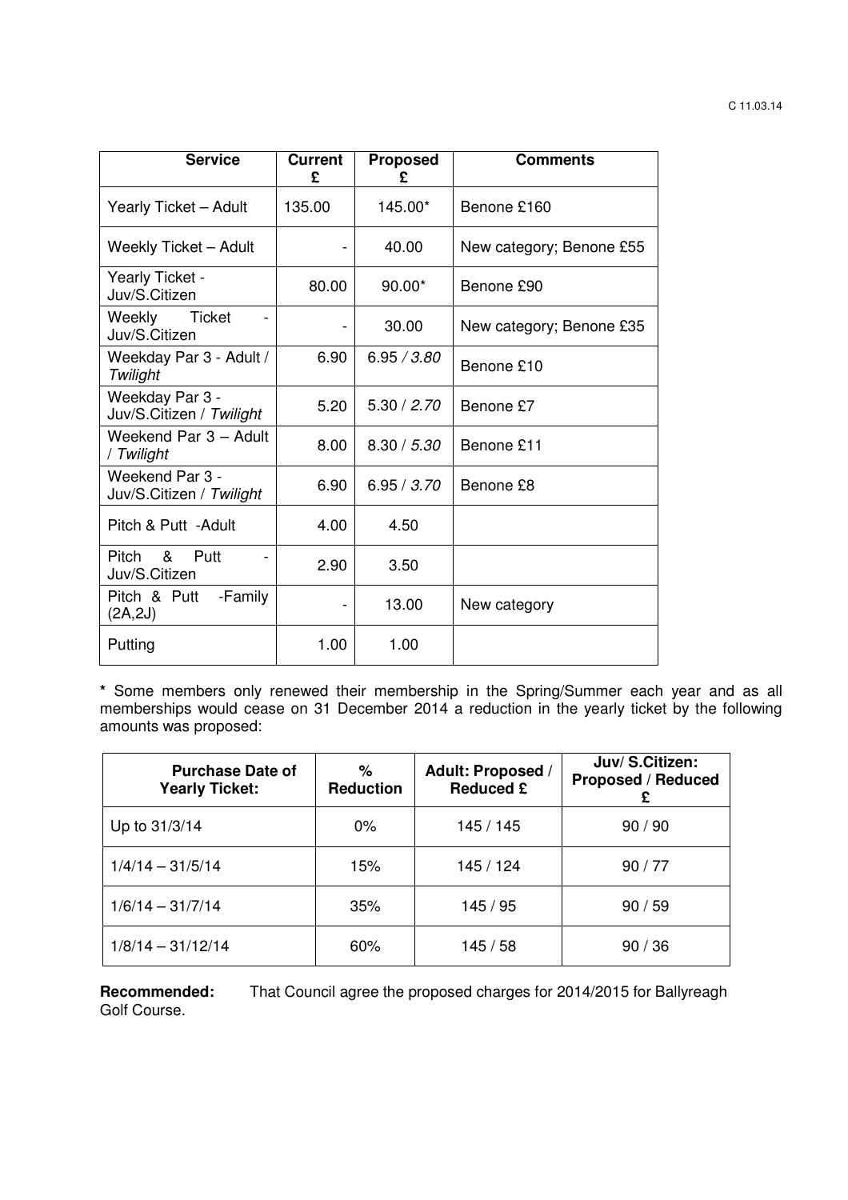| Service | Current £ | Proposed £ | Comments |
|---|---|---|---|
| Yearly Ticket – Adult | 135.00 | 145.00* | Benone £160 |
| Weekly Ticket – Adult | - | 40.00 | New category; Benone £55 |
| Yearly Ticket - Juv/S.Citizen | 80.00 | 90.00* | Benone £90 |
| Weekly Ticket - Juv/S.Citizen | - | 30.00 | New category; Benone £35 |
| Weekday Par 3 - Adult / *Twilight* | 6.90 | 6.95 / *3.80* | Benone £10 |
| Weekday Par 3 - Juv/S.Citizen / *Twilight* | 5.20 | 5.30 / *2.70* | Benone £7 |
| Weekend Par 3 – Adult / *Twilight* | 8.00 | 8.30 / *5.30* | Benone £11 |
| Weekend Par 3 - Juv/S.Citizen / *Twilight* | 6.90 | 6.95 / *3.70* | Benone £8 |
| Pitch & Putt -Adult | 4.00 | 4.50 | |
| Pitch & Putt - Juv/S.Citizen | 2.90 | 3.50 | |
| Pitch & Putt -Family (2A,2J) | - | 13.00 | New category |
| Putting | 1.00 | 1.00 | |

**\*** Some members only renewed their membership in the Spring/Summer each year and as all memberships would cease on 31 December 2014 a reduction in the yearly ticket by the following amounts was proposed:

| Purchase Date of Yearly Ticket: | % Reduction | Adult: Proposed / Reduced £ | Juv/ S.Citizen: Proposed / Reduced £ |
|---|---|---|---|
| Up to 31/3/14 | 0% | 145 / 145 | 90 / 90 |
| 1/4/14 – 31/5/14 | 15% | 145 / 124 | 90 / 77 |
| 1/6/14 – 31/7/14 | 35% | 145 / 95 | 90 / 59 |
| 1/8/14 – 31/12/14 | 60% | 145 / 58 | 90 / 36 |

**Recommended:** That Council agree the proposed charges for 2014/2015 for Ballyreagh Golf Course.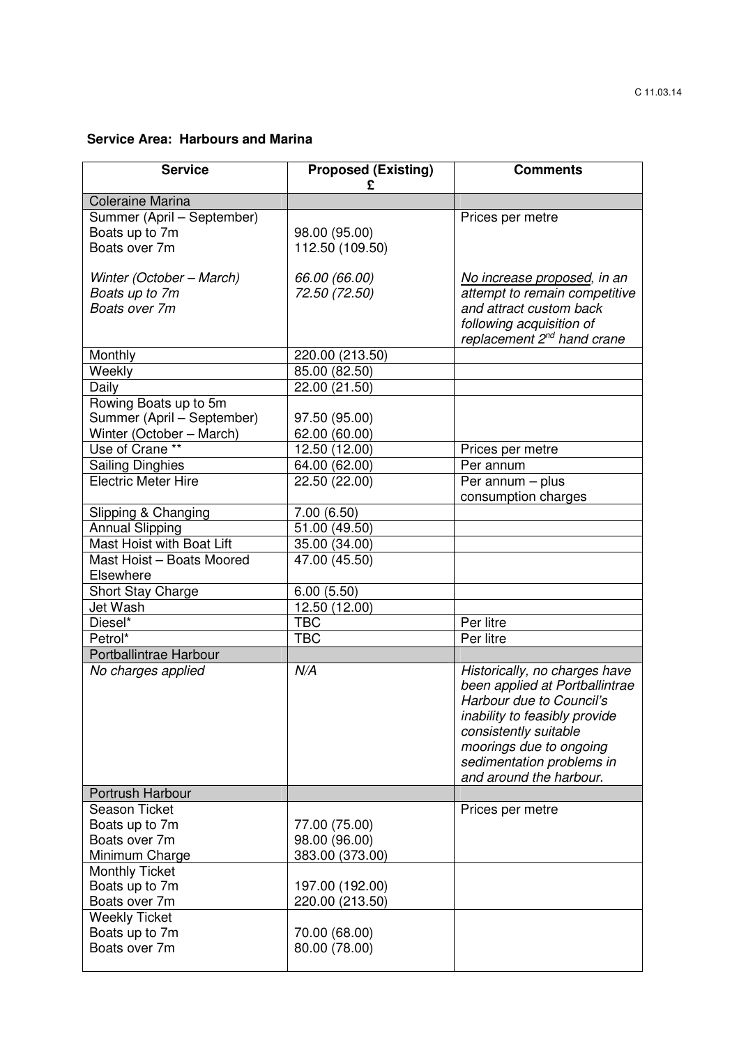**Service Area: Harbours and Marina**

| Service | Proposed (Existing) £ | Comments |
|---|---|---|
| Coleraine Marina | | |
| Summer (April – September)<br>Boats up to 7m<br>Boats over 7m<br><br>*Winter (October – March)*<br>*Boats up to 7m*<br>*Boats over 7m* | <br>98.00 (95.00)<br>112.50 (109.50)<br><br>*66.00 (66.00)*<br>*72.50 (72.50)* | Prices per metre<br><br><br><br>*No increase proposed, in an attempt to remain competitive and attract custom back following acquisition of replacement 2nd hand crane* |
| Monthly | 220.00 (213.50) | |
| Weekly | 85.00 (82.50) | |
| Daily | 22.00 (21.50) | |
| Rowing Boats up to 5m<br>Summer (April – September)<br>Winter (October – March) | <br>97.50 (95.00)<br>62.00 (60.00) | |
| Use of Crane ** | 12.50 (12.00) | Prices per metre |
| Sailing Dinghies | 64.00 (62.00) | Per annum |
| Electric Meter Hire | 22.50 (22.00) | Per annum – plus consumption charges |
| Slipping & Changing | 7.00 (6.50) | |
| Annual Slipping | 51.00 (49.50) | |
| Mast Hoist with Boat Lift | 35.00 (34.00) | |
| Mast Hoist – Boats Moored Elsewhere | 47.00 (45.50) | |
| Short Stay Charge | 6.00 (5.50) | |
| Jet Wash | 12.50 (12.00) | |
| Diesel* | TBC | Per litre |
| Petrol* | TBC | Per litre |
| Portballintrae Harbour | | |
| *No charges applied* | *N/A* | *Historically, no charges have been applied at Portballintrae Harbour due to Council's inability to feasibly provide consistently suitable moorings due to ongoing sedimentation problems in and around the harbour.* |
| Portrush Harbour | | |
| Season Ticket<br>Boats up to 7m<br>Boats over 7m<br>Minimum Charge | <br>77.00 (75.00)<br>98.00 (96.00)<br>383.00 (373.00) | Prices per metre |
| Monthly Ticket<br>Boats up to 7m<br>Boats over 7m | <br>197.00 (192.00)<br>220.00 (213.50) | |
| Weekly Ticket<br>Boats up to 7m<br>Boats over 7m | <br>70.00 (68.00)<br>80.00 (78.00) | |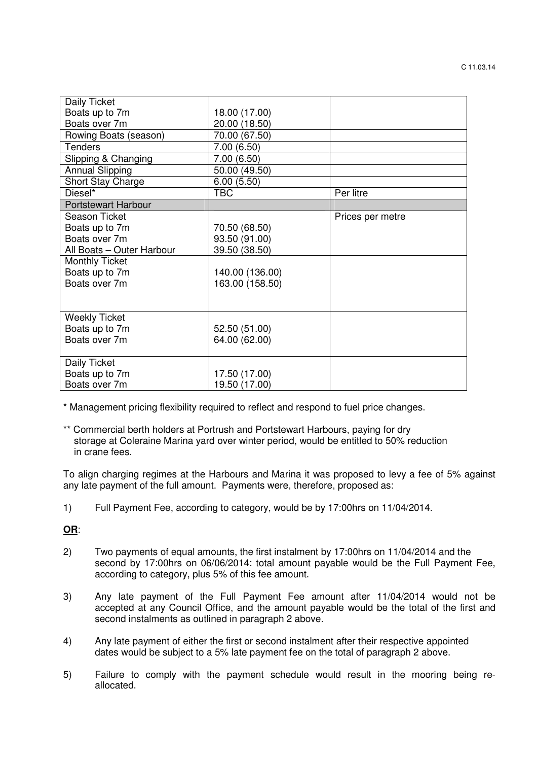| | | |
|---|---|---|
| Daily Ticket<br>Boats up to 7m<br>Boats over 7m | <br>18.00 (17.00)<br>20.00 (18.50) | |
| Rowing Boats (season) | 70.00 (67.50) | |
| Tenders | 7.00 (6.50) | |
| Slipping & Changing | 7.00 (6.50) | |
| Annual Slipping | 50.00 (49.50) | |
| Short Stay Charge | 6.00 (5.50) | |
| Diesel* | TBC | Per litre |
| Portstewart Harbour | | |
| Season Ticket<br>Boats up to 7m<br>Boats over 7m<br>All Boats – Outer Harbour | <br>70.50 (68.50)<br>93.50 (91.00)<br>39.50 (38.50) | Prices per metre |
| Monthly Ticket<br>Boats up to 7m<br>Boats over 7m | <br>140.00 (136.00)<br>163.00 (158.50) | |
| Weekly Ticket<br>Boats up to 7m<br>Boats over 7m | <br>52.50 (51.00)<br>64.00 (62.00) | |
| Daily Ticket<br>Boats up to 7m<br>Boats over 7m | <br>17.50 (17.00)<br>19.50 (17.00) | |

\* Management pricing flexibility required to reflect and respond to fuel price changes.

\*\* Commercial berth holders at Portrush and Portstewart Harbours, paying for dry storage at Coleraine Marina yard over winter period, would be entitled to 50% reduction in crane fees.

To align charging regimes at the Harbours and Marina it was proposed to levy a fee of 5% against any late payment of the full amount. Payments were, therefore, proposed as:

1) Full Payment Fee, according to category, would be by 17:00hrs on 11/04/2014.

**<u>OR</u>**:

2) Two payments of equal amounts, the first instalment by 17:00hrs on 11/04/2014 and the second by 17:00hrs on 06/06/2014: total amount payable would be the Full Payment Fee, according to category, plus 5% of this fee amount.

3) Any late payment of the Full Payment Fee amount after 11/04/2014 would not be accepted at any Council Office, and the amount payable would be the total of the first and second instalments as outlined in paragraph 2 above.

4) Any late payment of either the first or second instalment after their respective appointed dates would be subject to a 5% late payment fee on the total of paragraph 2 above.

5) Failure to comply with the payment schedule would result in the mooring being re-allocated.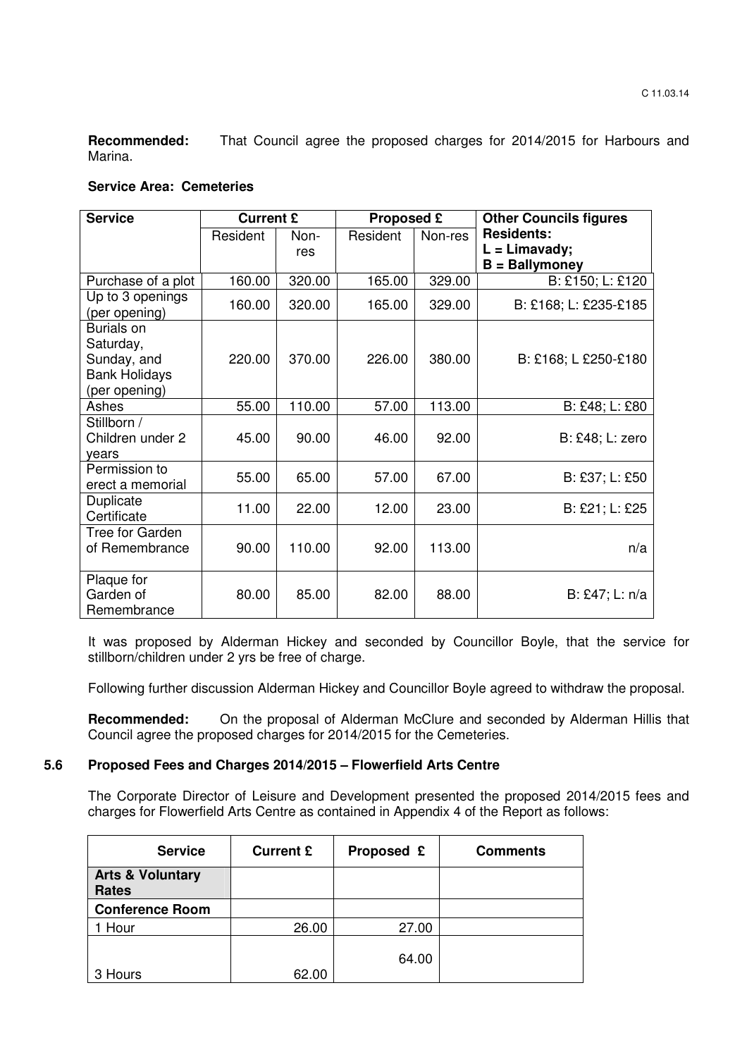**Recommended:** That Council agree the proposed charges for 2014/2015 for Harbours and Marina.

**Service Area: Cemeteries**

| Service | Current £ | | Proposed £ | | Other Councils figures |
|---|---|---|---|---|---|
| | Resident | Non-res | Resident | Non-res | **Residents: L = Limavady; B = Ballymoney** |
| Purchase of a plot | 160.00 | 320.00 | 165.00 | 329.00 | B: £150; L: £120 |
| Up to 3 openings (per opening) | 160.00 | 320.00 | 165.00 | 329.00 | B: £168; L: £235-£185 |
| Burials on Saturday, Sunday, and Bank Holidays (per opening) | 220.00 | 370.00 | 226.00 | 380.00 | B: £168; L £250-£180 |
| Ashes | 55.00 | 110.00 | 57.00 | 113.00 | B: £48; L: £80 |
| Stillborn / Children under 2 years | 45.00 | 90.00 | 46.00 | 92.00 | B: £48; L: zero |
| Permission to erect a memorial | 55.00 | 65.00 | 57.00 | 67.00 | B: £37; L: £50 |
| Duplicate Certificate | 11.00 | 22.00 | 12.00 | 23.00 | B: £21; L: £25 |
| Tree for Garden of Remembrance | 90.00 | 110.00 | 92.00 | 113.00 | n/a |
| Plaque for Garden of Remembrance | 80.00 | 85.00 | 82.00 | 88.00 | B: £47; L: n/a |

It was proposed by Alderman Hickey and seconded by Councillor Boyle, that the service for stillborn/children under 2 yrs be free of charge.

Following further discussion Alderman Hickey and Councillor Boyle agreed to withdraw the proposal.

**Recommended:** On the proposal of Alderman McClure and seconded by Alderman Hillis that Council agree the proposed charges for 2014/2015 for the Cemeteries.

### 5.6 Proposed Fees and Charges 2014/2015 – Flowerfield Arts Centre

The Corporate Director of Leisure and Development presented the proposed 2014/2015 fees and charges for Flowerfield Arts Centre as contained in Appendix 4 of the Report as follows:

| Service | Current £ | Proposed £ | Comments |
|---|---|---|---|
| **Arts & Voluntary Rates** | | | |
| **Conference Room** | | | |
| 1 Hour | 26.00 | 27.00 | |
| 3 Hours | 62.00 | 64.00 | |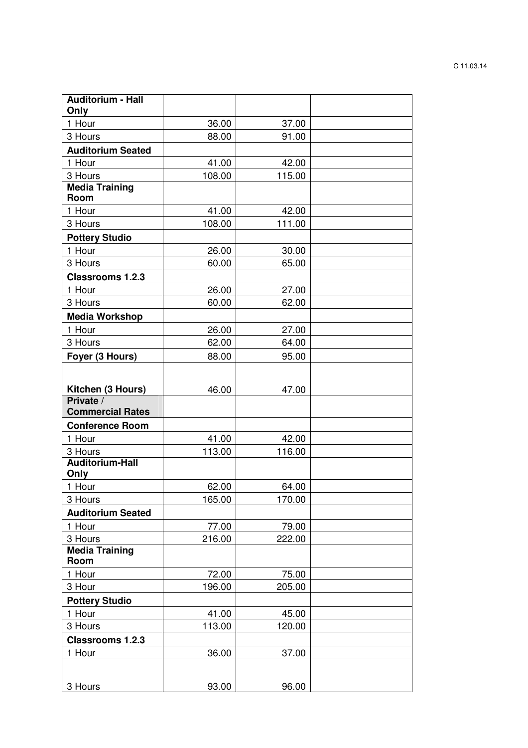| Auditorium - Hall Only | | | |
|---|---|---|---|
| 1 Hour | 36.00 | 37.00 | |
| 3 Hours | 88.00 | 91.00 | |
| **Auditorium Seated** | | | |
| 1 Hour | 41.00 | 42.00 | |
| 3 Hours | 108.00 | 115.00 | |
| **Media Training Room** | | | |
| 1 Hour | 41.00 | 42.00 | |
| 3 Hours | 108.00 | 111.00 | |
| **Pottery Studio** | | | |
| 1 Hour | 26.00 | 30.00 | |
| 3 Hours | 60.00 | 65.00 | |
| **Classrooms 1.2.3** | | | |
| 1 Hour | 26.00 | 27.00 | |
| 3 Hours | 60.00 | 62.00 | |
| **Media Workshop** | | | |
| 1 Hour | 26.00 | 27.00 | |
| 3 Hours | 62.00 | 64.00 | |
| **Foyer (3 Hours)** | 88.00 | 95.00 | |
| **Kitchen (3 Hours)** | 46.00 | 47.00 | |
| **Private / Commercial Rates** | | | |
| **Conference Room** | | | |
| 1 Hour | 41.00 | 42.00 | |
| 3 Hours | 113.00 | 116.00 | |
| **Auditorium-Hall Only** | | | |
| 1 Hour | 62.00 | 64.00 | |
| 3 Hours | 165.00 | 170.00 | |
| **Auditorium Seated** | | | |
| 1 Hour | 77.00 | 79.00 | |
| 3 Hours | 216.00 | 222.00 | |
| **Media Training Room** | | | |
| 1 Hour | 72.00 | 75.00 | |
| 3 Hour | 196.00 | 205.00 | |
| **Pottery Studio** | | | |
| 1 Hour | 41.00 | 45.00 | |
| 3 Hours | 113.00 | 120.00 | |
| **Classrooms 1.2.3** | | | |
| 1 Hour | 36.00 | 37.00 | |
| 3 Hours | 93.00 | 96.00 | |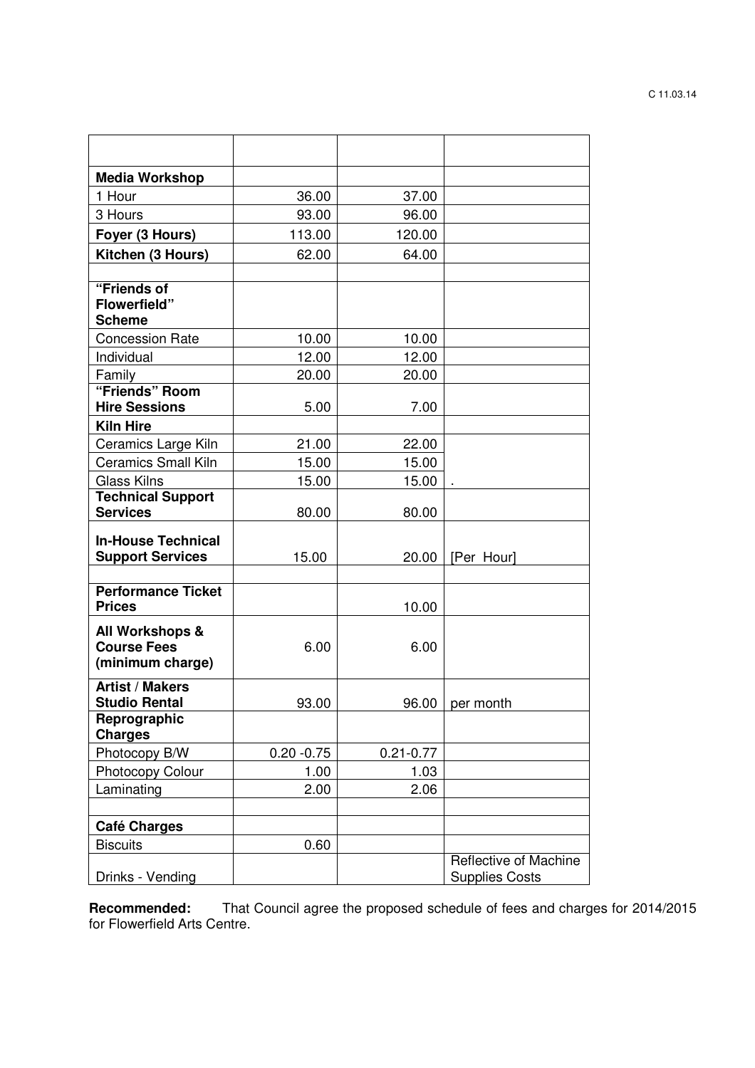| | | | |
|---|---|---|---|
| **Media Workshop** | | | |
| 1 Hour | 36.00 | 37.00 | |
| 3 Hours | 93.00 | 96.00 | |
| **Foyer (3 Hours)** | 113.00 | 120.00 | |
| **Kitchen (3 Hours)** | 62.00 | 64.00 | |
| | | | |
| **"Friends of Flowerfield" Scheme** | | | |
| Concession Rate | 10.00 | 10.00 | |
| Individual | 12.00 | 12.00 | |
| Family | 20.00 | 20.00 | |
| **"Friends" Room Hire Sessions** | 5.00 | 7.00 | |
| **Kiln Hire** | | | |
| Ceramics Large Kiln | 21.00 | 22.00 | |
| Ceramics Small Kiln | 15.00 | 15.00 | |
| Glass Kilns | 15.00 | 15.00 | . |
| **Technical Support Services** | 80.00 | 80.00 | |
| **In-House Technical Support Services** | 15.00 | 20.00 | [Per Hour] |
| | | | |
| **Performance Ticket Prices** | | 10.00 | |
| **All Workshops & Course Fees (minimum charge)** | 6.00 | 6.00 | |
| **Artist / Makers Studio Rental** | 93.00 | 96.00 | per month |
| **Reprographic Charges** | | | |
| Photocopy B/W | 0.20 -0.75 | 0.21-0.77 | |
| Photocopy Colour | 1.00 | 1.03 | |
| Laminating | 2.00 | 2.06 | |
| | | | |
| **Café Charges** | | | |
| Biscuits | 0.60 | | |
| Drinks - Vending | | | Reflective of Machine Supplies Costs |

**Recommended:** That Council agree the proposed schedule of fees and charges for 2014/2015 for Flowerfield Arts Centre.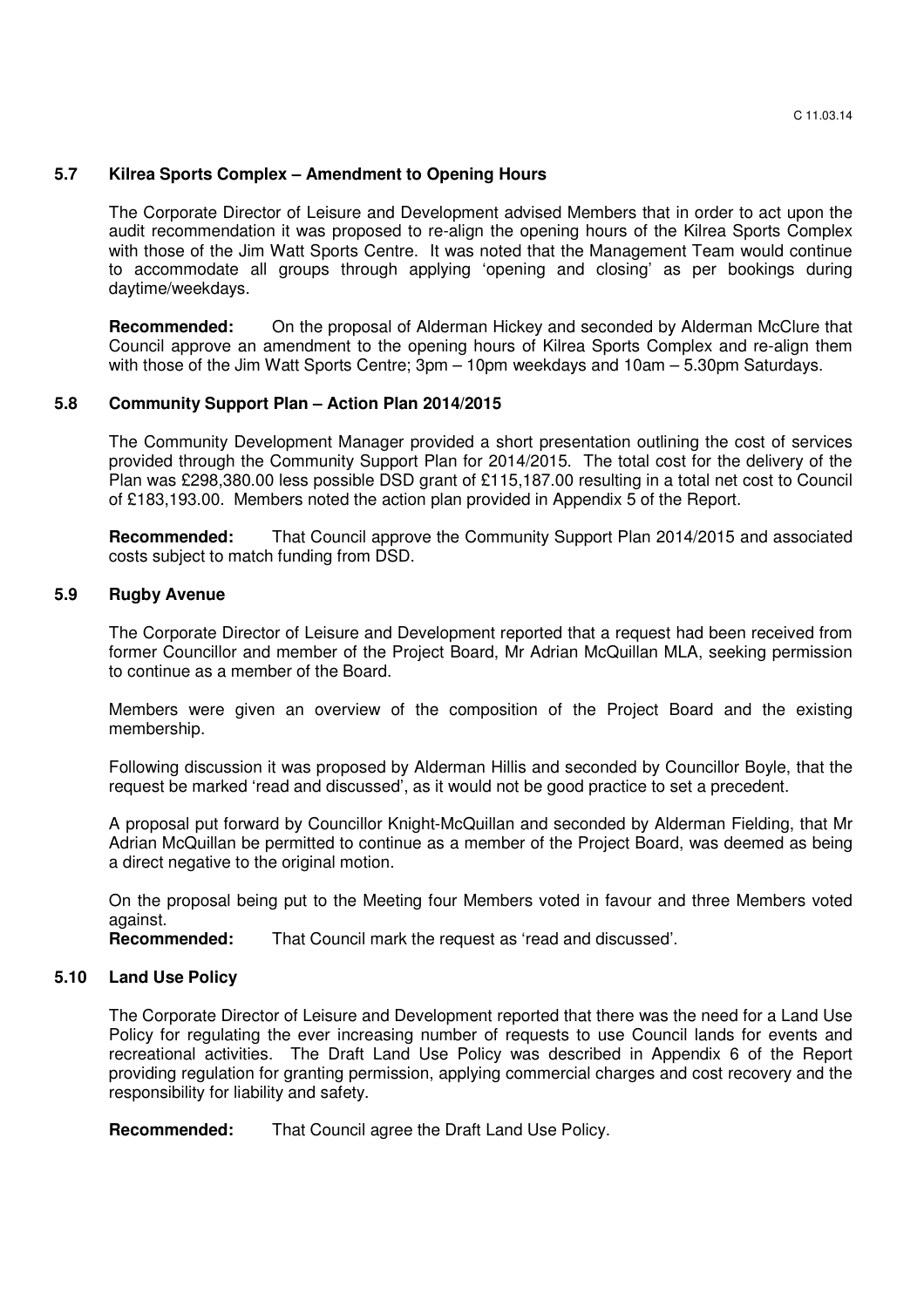### 5.7 Kilrea Sports Complex – Amendment to Opening Hours

The Corporate Director of Leisure and Development advised Members that in order to act upon the audit recommendation it was proposed to re-align the opening hours of the Kilrea Sports Complex with those of the Jim Watt Sports Centre. It was noted that the Management Team would continue to accommodate all groups through applying 'opening and closing' as per bookings during daytime/weekdays.

**Recommended:** On the proposal of Alderman Hickey and seconded by Alderman McClure that Council approve an amendment to the opening hours of Kilrea Sports Complex and re-align them with those of the Jim Watt Sports Centre; 3pm – 10pm weekdays and 10am – 5.30pm Saturdays.

### 5.8 Community Support Plan – Action Plan 2014/2015

The Community Development Manager provided a short presentation outlining the cost of services provided through the Community Support Plan for 2014/2015. The total cost for the delivery of the Plan was £298,380.00 less possible DSD grant of £115,187.00 resulting in a total net cost to Council of £183,193.00. Members noted the action plan provided in Appendix 5 of the Report.

**Recommended:** That Council approve the Community Support Plan 2014/2015 and associated costs subject to match funding from DSD.

### 5.9 Rugby Avenue

The Corporate Director of Leisure and Development reported that a request had been received from former Councillor and member of the Project Board, Mr Adrian McQuillan MLA, seeking permission to continue as a member of the Board.

Members were given an overview of the composition of the Project Board and the existing membership.

Following discussion it was proposed by Alderman Hillis and seconded by Councillor Boyle, that the request be marked 'read and discussed', as it would not be good practice to set a precedent.

A proposal put forward by Councillor Knight-McQuillan and seconded by Alderman Fielding, that Mr Adrian McQuillan be permitted to continue as a member of the Project Board, was deemed as being a direct negative to the original motion.

On the proposal being put to the Meeting four Members voted in favour and three Members voted against.

**Recommended:** That Council mark the request as 'read and discussed'.

### 5.10 Land Use Policy

The Corporate Director of Leisure and Development reported that there was the need for a Land Use Policy for regulating the ever increasing number of requests to use Council lands for events and recreational activities. The Draft Land Use Policy was described in Appendix 6 of the Report providing regulation for granting permission, applying commercial charges and cost recovery and the responsibility for liability and safety.

**Recommended:** That Council agree the Draft Land Use Policy.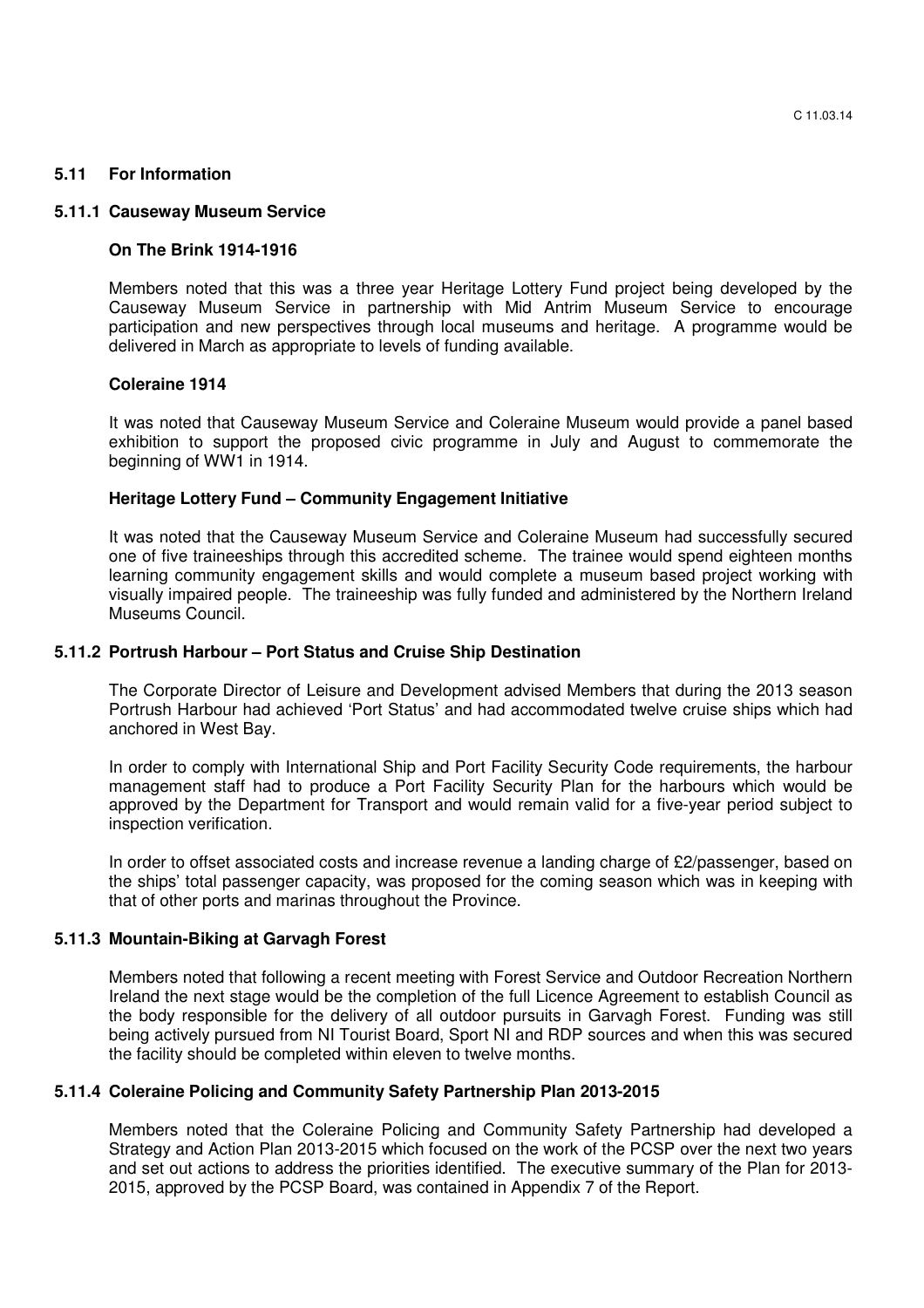## 5.11 For Information

### 5.11.1 Causeway Museum Service

**On The Brink 1914-1916**

Members noted that this was a three year Heritage Lottery Fund project being developed by the Causeway Museum Service in partnership with Mid Antrim Museum Service to encourage participation and new perspectives through local museums and heritage. A programme would be delivered in March as appropriate to levels of funding available.

**Coleraine 1914**

It was noted that Causeway Museum Service and Coleraine Museum would provide a panel based exhibition to support the proposed civic programme in July and August to commemorate the beginning of WW1 in 1914.

**Heritage Lottery Fund – Community Engagement Initiative**

It was noted that the Causeway Museum Service and Coleraine Museum had successfully secured one of five traineeships through this accredited scheme. The trainee would spend eighteen months learning community engagement skills and would complete a museum based project working with visually impaired people. The traineeship was fully funded and administered by the Northern Ireland Museums Council.

### 5.11.2 Portrush Harbour – Port Status and Cruise Ship Destination

The Corporate Director of Leisure and Development advised Members that during the 2013 season Portrush Harbour had achieved 'Port Status' and had accommodated twelve cruise ships which had anchored in West Bay.

In order to comply with International Ship and Port Facility Security Code requirements, the harbour management staff had to produce a Port Facility Security Plan for the harbours which would be approved by the Department for Transport and would remain valid for a five-year period subject to inspection verification.

In order to offset associated costs and increase revenue a landing charge of £2/passenger, based on the ships' total passenger capacity, was proposed for the coming season which was in keeping with that of other ports and marinas throughout the Province.

### 5.11.3 Mountain-Biking at Garvagh Forest

Members noted that following a recent meeting with Forest Service and Outdoor Recreation Northern Ireland the next stage would be the completion of the full Licence Agreement to establish Council as the body responsible for the delivery of all outdoor pursuits in Garvagh Forest. Funding was still being actively pursued from NI Tourist Board, Sport NI and RDP sources and when this was secured the facility should be completed within eleven to twelve months.

### 5.11.4 Coleraine Policing and Community Safety Partnership Plan 2013-2015

Members noted that the Coleraine Policing and Community Safety Partnership had developed a Strategy and Action Plan 2013-2015 which focused on the work of the PCSP over the next two years and set out actions to address the priorities identified. The executive summary of the Plan for 2013-2015, approved by the PCSP Board, was contained in Appendix 7 of the Report.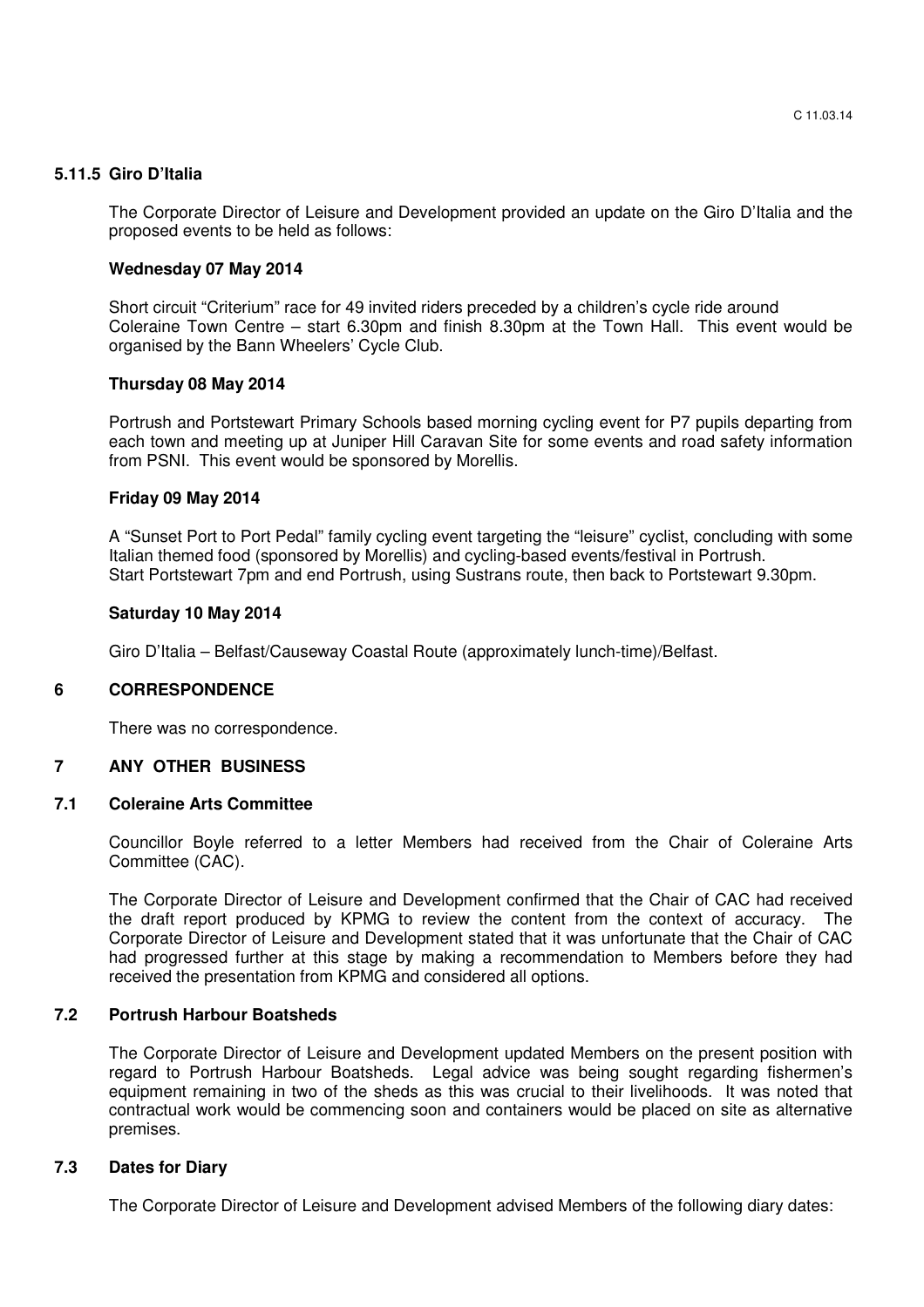### 5.11.5 Giro D'Italia

The Corporate Director of Leisure and Development provided an update on the Giro D'Italia and the proposed events to be held as follows:

**Wednesday 07 May 2014**

Short circuit "Criterium" race for 49 invited riders preceded by a children's cycle ride around Coleraine Town Centre – start 6.30pm and finish 8.30pm at the Town Hall. This event would be organised by the Bann Wheelers' Cycle Club.

**Thursday 08 May 2014**

Portrush and Portstewart Primary Schools based morning cycling event for P7 pupils departing from each town and meeting up at Juniper Hill Caravan Site for some events and road safety information from PSNI. This event would be sponsored by Morellis.

**Friday 09 May 2014**

A "Sunset Port to Port Pedal" family cycling event targeting the "leisure" cyclist, concluding with some Italian themed food (sponsored by Morellis) and cycling-based events/festival in Portrush.
Start Portstewart 7pm and end Portrush, using Sustrans route, then back to Portstewart 9.30pm.

**Saturday 10 May 2014**

Giro D'Italia – Belfast/Causeway Coastal Route (approximately lunch-time)/Belfast.

## 6 CORRESPONDENCE

There was no correspondence.

## 7 ANY OTHER BUSINESS

### 7.1 Coleraine Arts Committee

Councillor Boyle referred to a letter Members had received from the Chair of Coleraine Arts Committee (CAC).

The Corporate Director of Leisure and Development confirmed that the Chair of CAC had received the draft report produced by KPMG to review the content from the context of accuracy. The Corporate Director of Leisure and Development stated that it was unfortunate that the Chair of CAC had progressed further at this stage by making a recommendation to Members before they had received the presentation from KPMG and considered all options.

### 7.2 Portrush Harbour Boatsheds

The Corporate Director of Leisure and Development updated Members on the present position with regard to Portrush Harbour Boatsheds. Legal advice was being sought regarding fishermen's equipment remaining in two of the sheds as this was crucial to their livelihoods. It was noted that contractual work would be commencing soon and containers would be placed on site as alternative premises.

### 7.3 Dates for Diary

The Corporate Director of Leisure and Development advised Members of the following diary dates: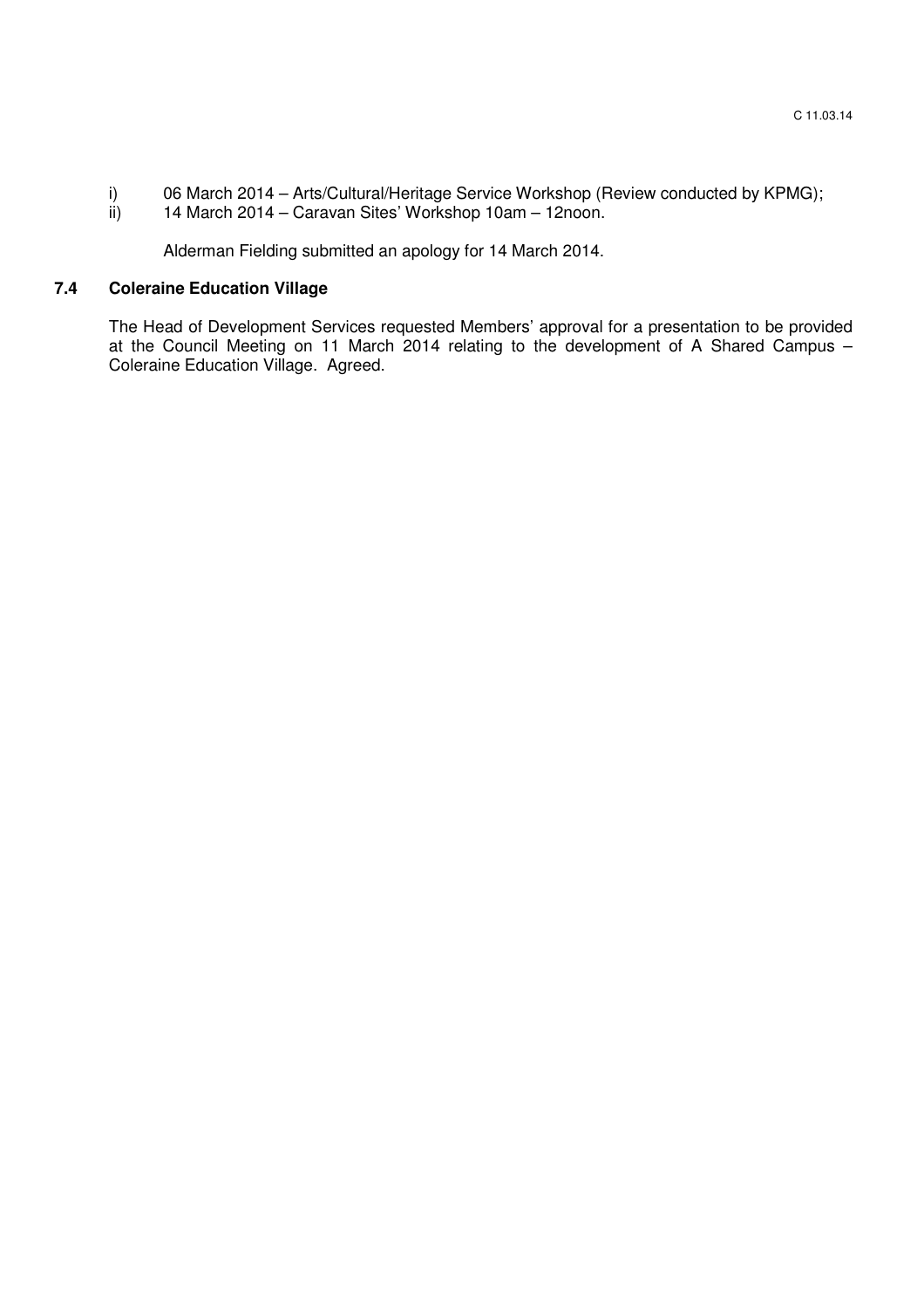i) 06 March 2014 – Arts/Cultural/Heritage Service Workshop (Review conducted by KPMG);
ii) 14 March 2014 – Caravan Sites' Workshop 10am – 12noon.

Alderman Fielding submitted an apology for 14 March 2014.

### 7.4 Coleraine Education Village

The Head of Development Services requested Members' approval for a presentation to be provided at the Council Meeting on 11 March 2014 relating to the development of A Shared Campus – Coleraine Education Village. Agreed.